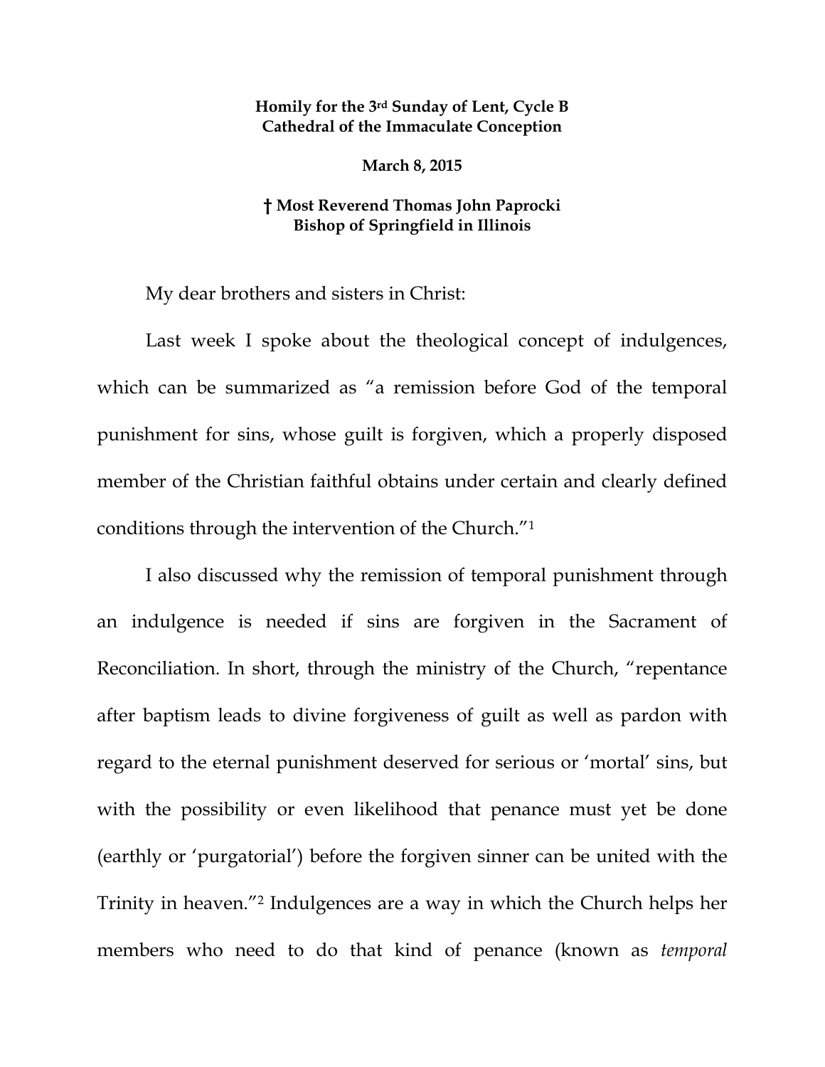**Homily for the 3rd Sunday of Lent, Cycle B**
**Cathedral of the Immaculate Conception**

**March 8, 2015**

**† Most Reverend Thomas John Paprocki**
**Bishop of Springfield in Illinois**

My dear brothers and sisters in Christ:

Last week I spoke about the theological concept of indulgences, which can be summarized as "a remission before God of the temporal punishment for sins, whose guilt is forgiven, which a properly disposed member of the Christian faithful obtains under certain and clearly defined conditions through the intervention of the Church."[1]

I also discussed why the remission of temporal punishment through an indulgence is needed if sins are forgiven in the Sacrament of Reconciliation. In short, through the ministry of the Church, "repentance after baptism leads to divine forgiveness of guilt as well as pardon with regard to the eternal punishment deserved for serious or 'mortal' sins, but with the possibility or even likelihood that penance must yet be done (earthly or 'purgatorial') before the forgiven sinner can be united with the Trinity in heaven."[2] Indulgences are a way in which the Church helps her members who need to do that kind of penance (known as *temporal*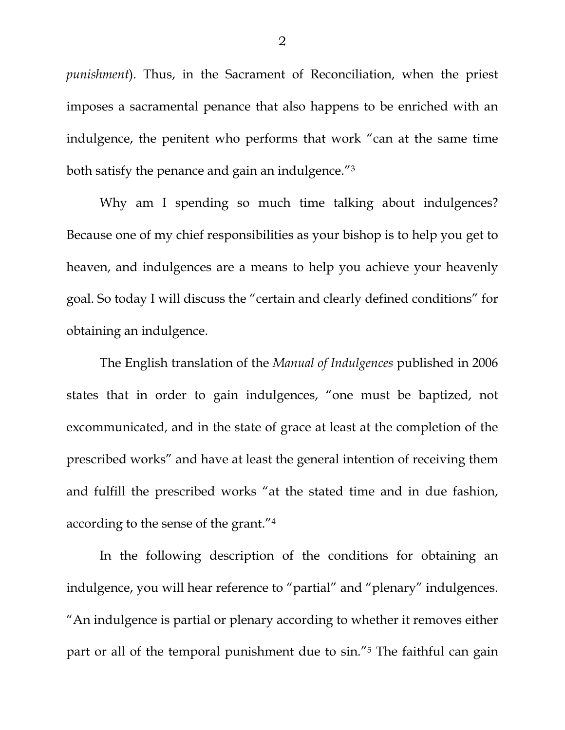*punishment*). Thus, in the Sacrament of Reconciliation, when the priest imposes a sacramental penance that also happens to be enriched with an indulgence, the penitent who performs that work "can at the same time both satisfy the penance and gain an indulgence."[3]

Why am I spending so much time talking about indulgences? Because one of my chief responsibilities as your bishop is to help you get to heaven, and indulgences are a means to help you achieve your heavenly goal. So today I will discuss the "certain and clearly defined conditions" for obtaining an indulgence.

The English translation of the *Manual of Indulgences* published in 2006 states that in order to gain indulgences, "one must be baptized, not excommunicated, and in the state of grace at least at the completion of the prescribed works" and have at least the general intention of receiving them and fulfill the prescribed works "at the stated time and in due fashion, according to the sense of the grant."[4]

In the following description of the conditions for obtaining an indulgence, you will hear reference to "partial" and "plenary" indulgences. "An indulgence is partial or plenary according to whether it removes either part or all of the temporal punishment due to sin."[5] The faithful can gain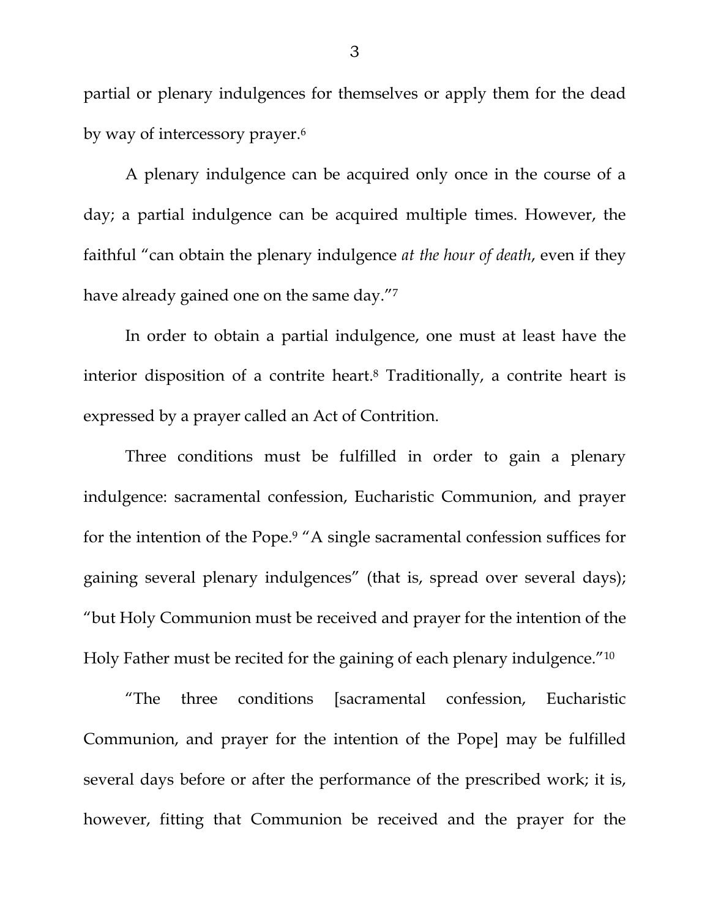partial or plenary indulgences for themselves or apply them for the dead by way of intercessory prayer.[6]

A plenary indulgence can be acquired only once in the course of a day; a partial indulgence can be acquired multiple times. However, the faithful "can obtain the plenary indulgence *at the hour of death*, even if they have already gained one on the same day."[7]

In order to obtain a partial indulgence, one must at least have the interior disposition of a contrite heart.[8] Traditionally, a contrite heart is expressed by a prayer called an Act of Contrition.

Three conditions must be fulfilled in order to gain a plenary indulgence: sacramental confession, Eucharistic Communion, and prayer for the intention of the Pope.[9] "A single sacramental confession suffices for gaining several plenary indulgences" (that is, spread over several days); "but Holy Communion must be received and prayer for the intention of the Holy Father must be recited for the gaining of each plenary indulgence."[10]

"The three conditions [sacramental confession, Eucharistic Communion, and prayer for the intention of the Pope] may be fulfilled several days before or after the performance of the prescribed work; it is, however, fitting that Communion be received and the prayer for the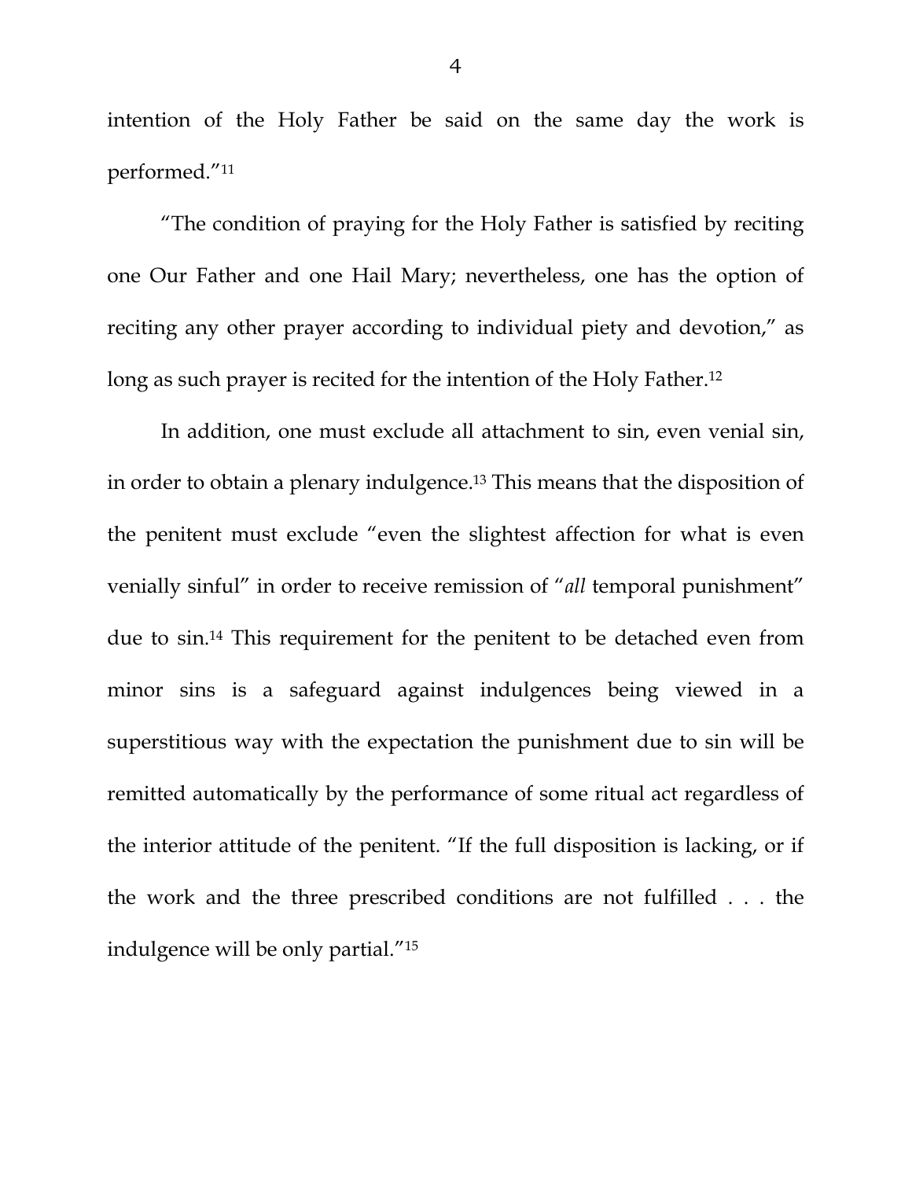intention of the Holy Father be said on the same day the work is performed."[11]

"The condition of praying for the Holy Father is satisfied by reciting one Our Father and one Hail Mary; nevertheless, one has the option of reciting any other prayer according to individual piety and devotion," as long as such prayer is recited for the intention of the Holy Father.[12]

In addition, one must exclude all attachment to sin, even venial sin, in order to obtain a plenary indulgence.[13] This means that the disposition of the penitent must exclude "even the slightest affection for what is even venially sinful" in order to receive remission of "*all* temporal punishment" due to sin.[14] This requirement for the penitent to be detached even from minor sins is a safeguard against indulgences being viewed in a superstitious way with the expectation the punishment due to sin will be remitted automatically by the performance of some ritual act regardless of the interior attitude of the penitent. "If the full disposition is lacking, or if the work and the three prescribed conditions are not fulfilled . . . the indulgence will be only partial."[15]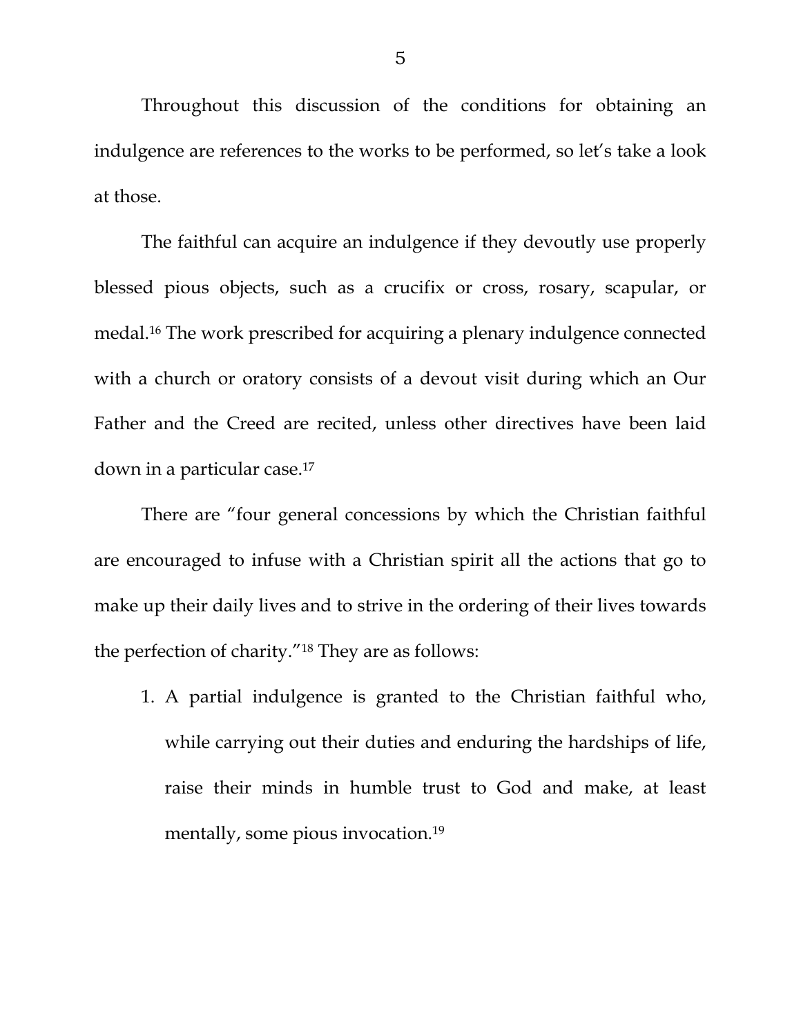Throughout this discussion of the conditions for obtaining an indulgence are references to the works to be performed, so let's take a look at those.

The faithful can acquire an indulgence if they devoutly use properly blessed pious objects, such as a crucifix or cross, rosary, scapular, or medal.[16] The work prescribed for acquiring a plenary indulgence connected with a church or oratory consists of a devout visit during which an Our Father and the Creed are recited, unless other directives have been laid down in a particular case.[17]

There are "four general concessions by which the Christian faithful are encouraged to infuse with a Christian spirit all the actions that go to make up their daily lives and to strive in the ordering of their lives towards the perfection of charity."[18] They are as follows:

1. A partial indulgence is granted to the Christian faithful who, while carrying out their duties and enduring the hardships of life, raise their minds in humble trust to God and make, at least mentally, some pious invocation.[19]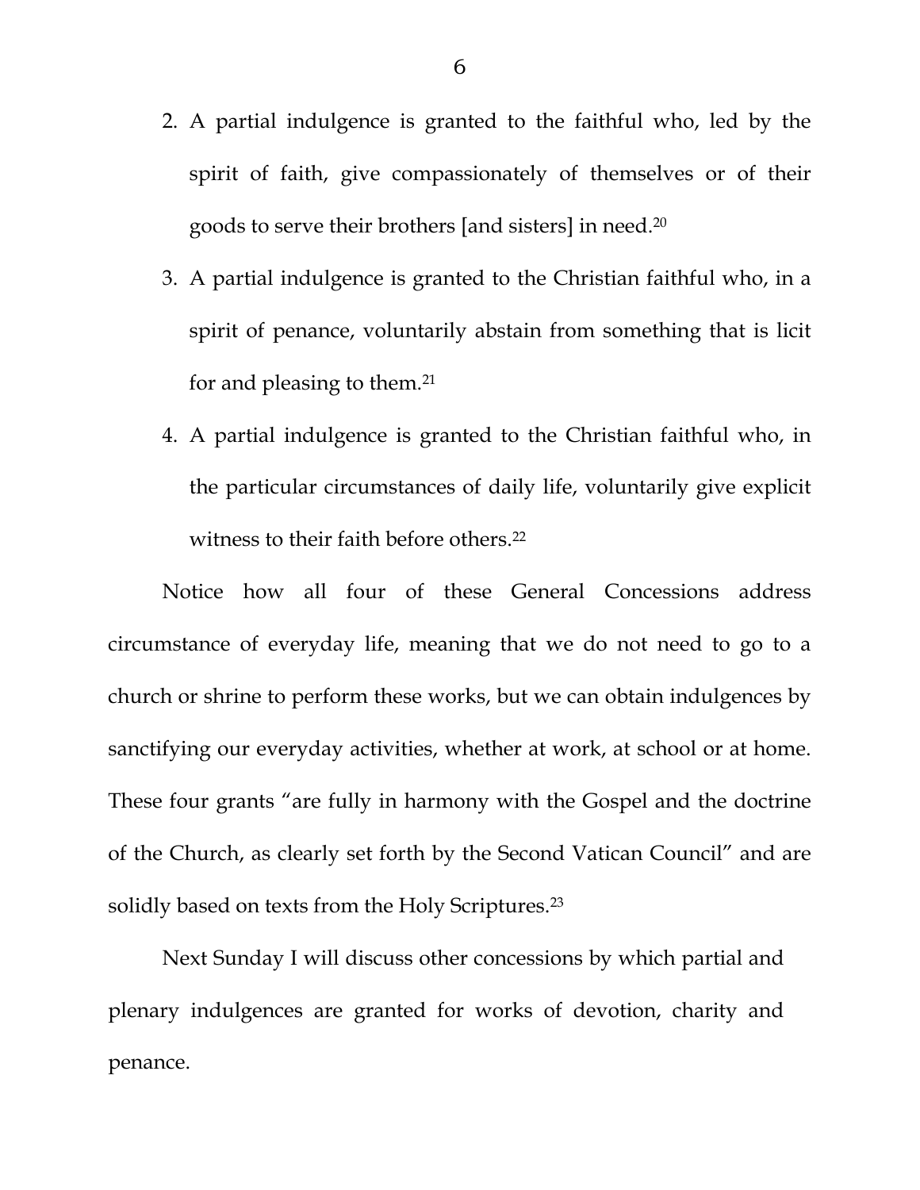2. A partial indulgence is granted to the faithful who, led by the spirit of faith, give compassionately of themselves or of their goods to serve their brothers [and sisters] in need.[20]
3. A partial indulgence is granted to the Christian faithful who, in a spirit of penance, voluntarily abstain from something that is licit for and pleasing to them.[21]
4. A partial indulgence is granted to the Christian faithful who, in the particular circumstances of daily life, voluntarily give explicit witness to their faith before others.[22]

Notice how all four of these General Concessions address circumstance of everyday life, meaning that we do not need to go to a church or shrine to perform these works, but we can obtain indulgences by sanctifying our everyday activities, whether at work, at school or at home. These four grants "are fully in harmony with the Gospel and the doctrine of the Church, as clearly set forth by the Second Vatican Council" and are solidly based on texts from the Holy Scriptures.[23]

Next Sunday I will discuss other concessions by which partial and plenary indulgences are granted for works of devotion, charity and penance.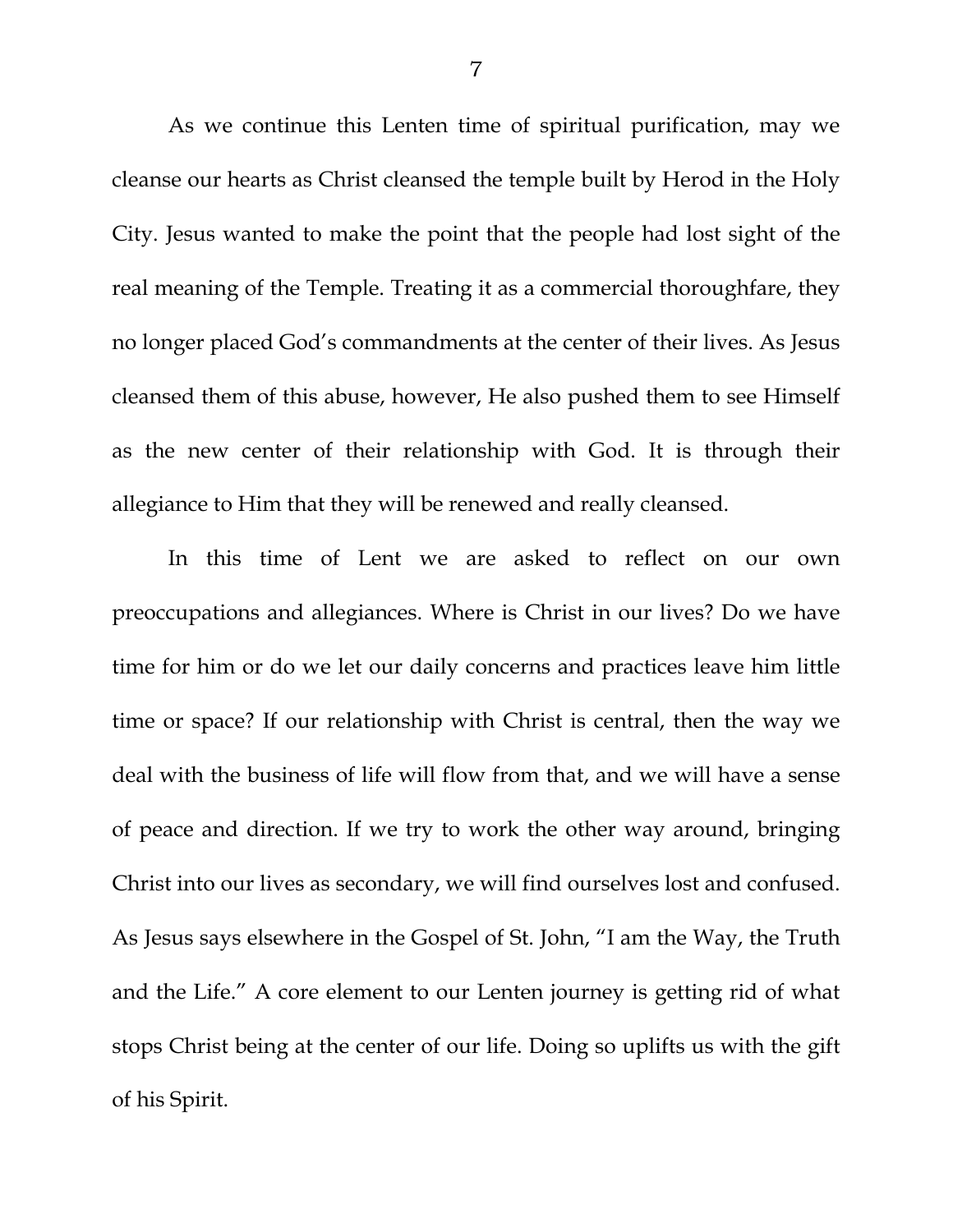As we continue this Lenten time of spiritual purification, may we cleanse our hearts as Christ cleansed the temple built by Herod in the Holy City. Jesus wanted to make the point that the people had lost sight of the real meaning of the Temple. Treating it as a commercial thoroughfare, they no longer placed God's commandments at the center of their lives. As Jesus cleansed them of this abuse, however, He also pushed them to see Himself as the new center of their relationship with God. It is through their allegiance to Him that they will be renewed and really cleansed.

In this time of Lent we are asked to reflect on our own preoccupations and allegiances. Where is Christ in our lives? Do we have time for him or do we let our daily concerns and practices leave him little time or space? If our relationship with Christ is central, then the way we deal with the business of life will flow from that, and we will have a sense of peace and direction. If we try to work the other way around, bringing Christ into our lives as secondary, we will find ourselves lost and confused. As Jesus says elsewhere in the Gospel of St. John, "I am the Way, the Truth and the Life." A core element to our Lenten journey is getting rid of what stops Christ being at the center of our life. Doing so uplifts us with the gift of his Spirit.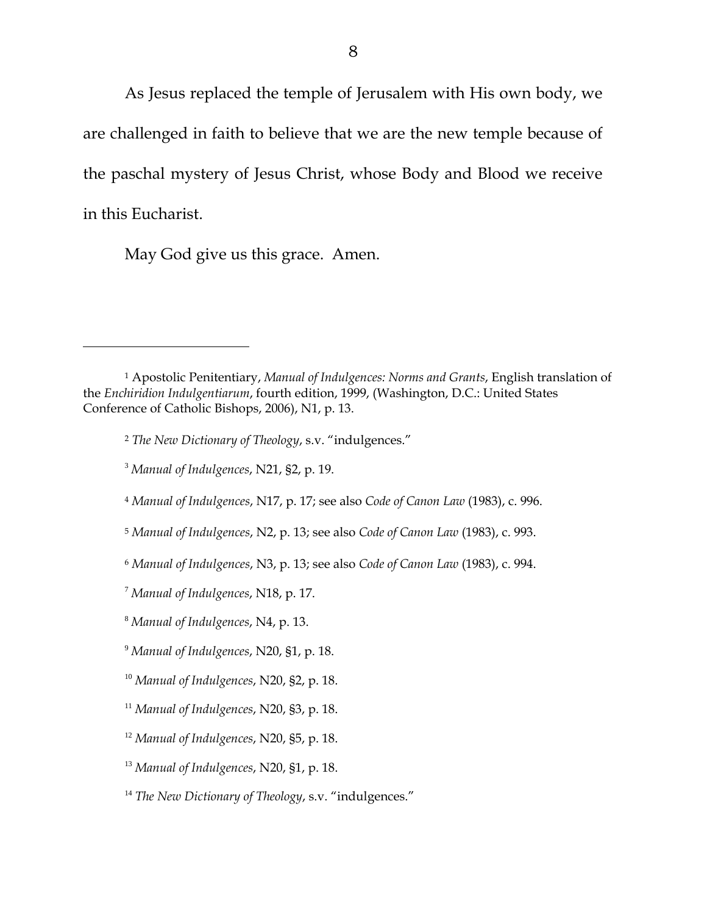As Jesus replaced the temple of Jerusalem with His own body, we are challenged in faith to believe that we are the new temple because of the paschal mystery of Jesus Christ, whose Body and Blood we receive in this Eucharist.

May God give us this grace. Amen.

---

[1] Apostolic Penitentiary, *Manual of Indulgences: Norms and Grants*, English translation of the *Enchiridion Indulgentiarum*, fourth edition, 1999, (Washington, D.C.: United States Conference of Catholic Bishops, 2006), N1, p. 13.

[2] *The New Dictionary of Theology*, s.v. "indulgences."

[3] *Manual of Indulgences*, N21, §2, p. 19.

[4] *Manual of Indulgences*, N17, p. 17; see also *Code of Canon Law* (1983), c. 996.

[5] *Manual of Indulgences*, N2, p. 13; see also *Code of Canon Law* (1983), c. 993.

[6] *Manual of Indulgences*, N3, p. 13; see also *Code of Canon Law* (1983), c. 994.

[7] *Manual of Indulgences*, N18, p. 17.

[8] *Manual of Indulgences*, N4, p. 13.

[9] *Manual of Indulgences*, N20, §1, p. 18.

[10] *Manual of Indulgences*, N20, §2, p. 18.

[11] *Manual of Indulgences*, N20, §3, p. 18.

[12] *Manual of Indulgences*, N20, §5, p. 18.

[13] *Manual of Indulgences*, N20, §1, p. 18.

[14] *The New Dictionary of Theology*, s.v. "indulgences."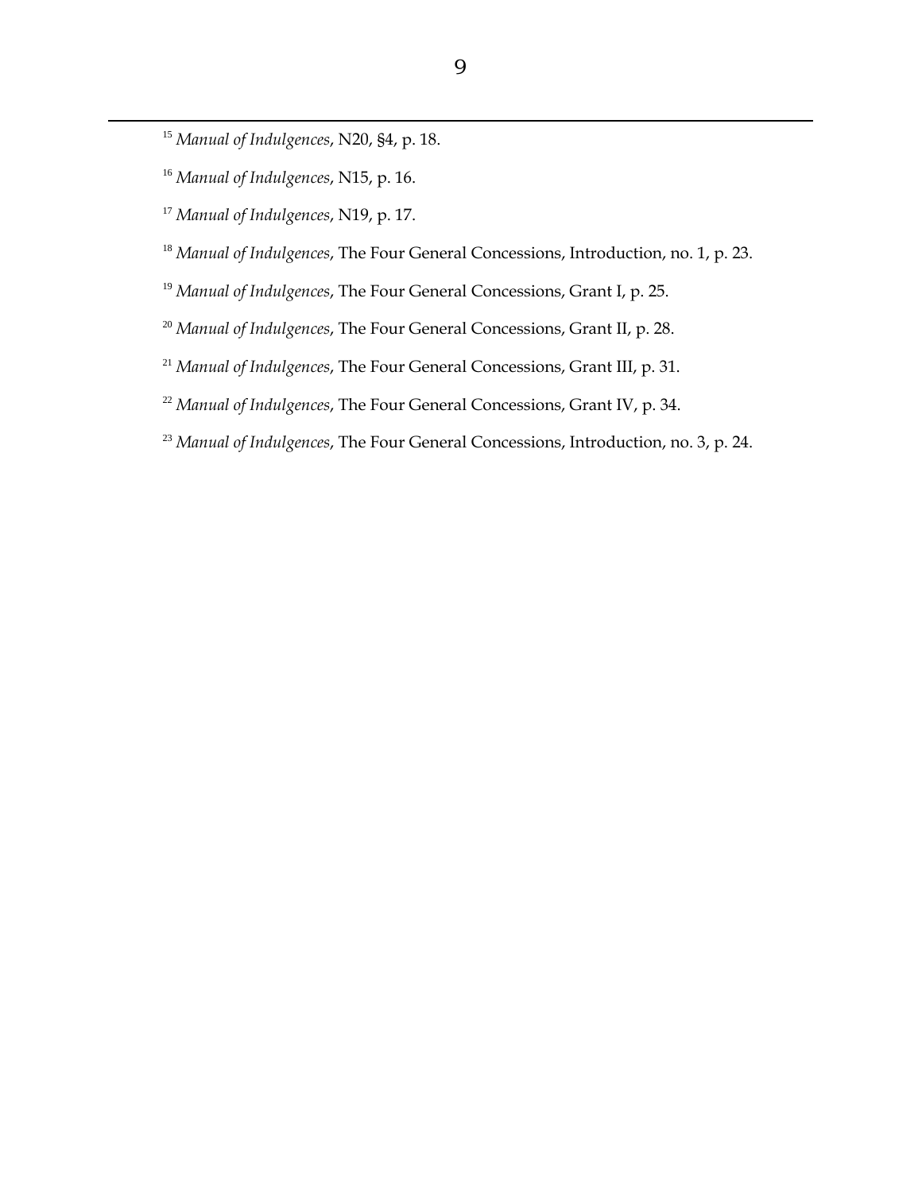[15] *Manual of Indulgences*, N20, §4, p. 18.

[16] *Manual of Indulgences*, N15, p. 16.

[17] *Manual of Indulgences*, N19, p. 17.

[18] *Manual of Indulgences*, The Four General Concessions, Introduction, no. 1, p. 23.

[19] *Manual of Indulgences*, The Four General Concessions, Grant I, p. 25.

[20] *Manual of Indulgences*, The Four General Concessions, Grant II, p. 28.

[21] *Manual of Indulgences*, The Four General Concessions, Grant III, p. 31.

[22] *Manual of Indulgences*, The Four General Concessions, Grant IV, p. 34.

[23] *Manual of Indulgences*, The Four General Concessions, Introduction, no. 3, p. 24.